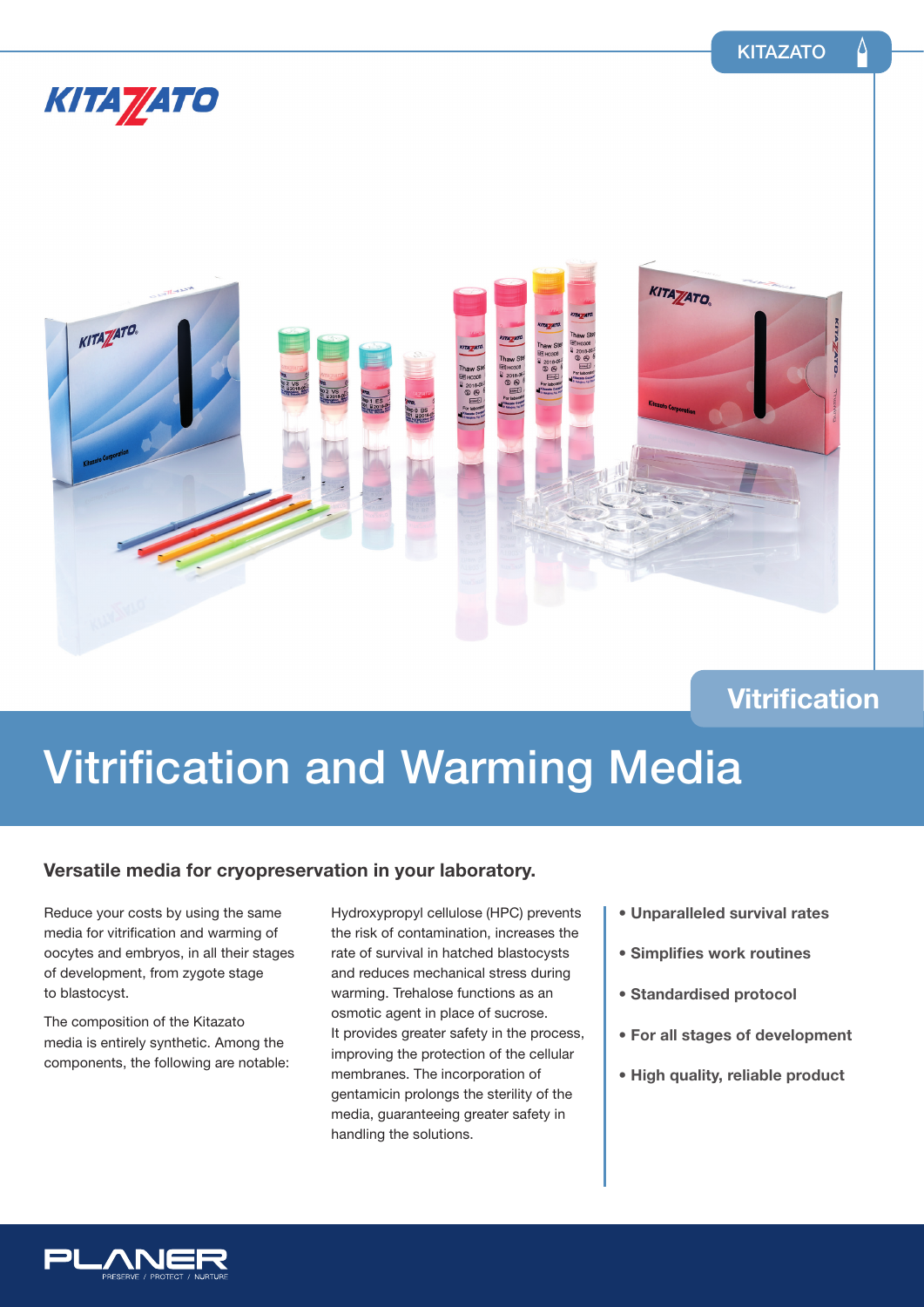KITAZATO

Vitrification

# Vitrification and Warming Media

## Versatile media for cryopreservation in your laboratory.

Reduce your costs by using the same media for vitrification and warming of oocytes and embryos, in all their stages of development, from zygote stage to blastocyst.

The composition of the Kitazato media is entirely synthetic. Among the components, the following are notable:

Hydroxypropyl cellulose (HPC) prevents the risk of contamination, increases the rate of survival in hatched blastocysts and reduces mechanical stress during warming. Trehalose functions as an osmotic agent in place of sucrose. It provides greater safety in the process, improving the protection of the cellular membranes. The incorporation of gentamicin prolongs the sterility of the media, guaranteeing greater safety in handling the solutions.

- **Unparalleled survival rates**
- **Simplifies work routines**
- **Standardised protocol**
- **For all stages of development**
- **High quality, reliable product**

PLANER
PRESERVE / PROTECT / NURTURE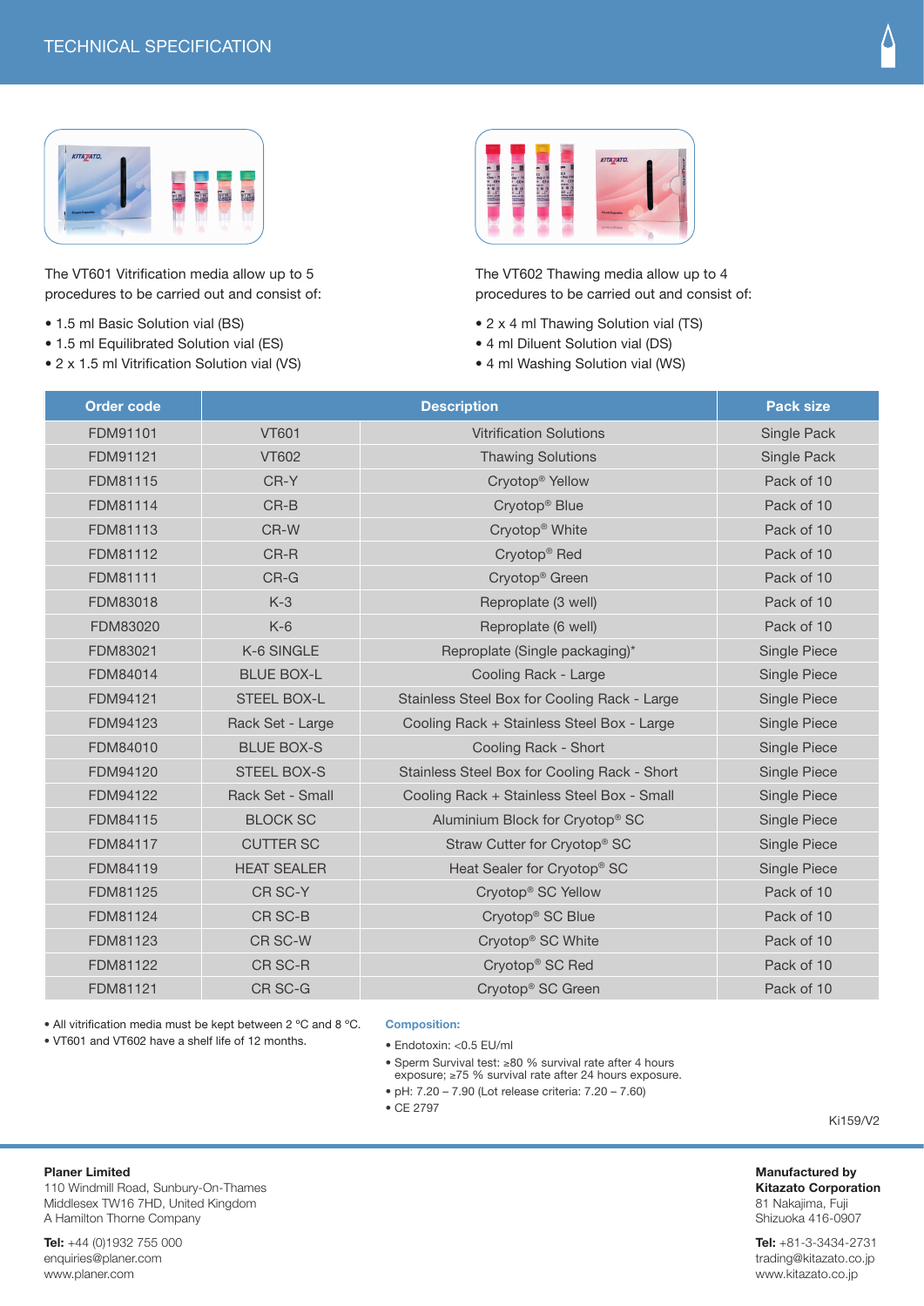TECHNICAL SPECIFICATION

The VT601 Vitrification media allow up to 5 procedures to be carried out and consist of:

- 1.5 ml Basic Solution vial (BS)
- 1.5 ml Equilibrated Solution vial (ES)
- 2 x 1.5 ml Vitrification Solution vial (VS)

The VT602 Thawing media allow up to 4 procedures to be carried out and consist of:

- 2 x 4 ml Thawing Solution vial (TS)
- 4 ml Diluent Solution vial (DS)
- 4 ml Washing Solution vial (WS)

| Order code | Description | | Pack size |
|---|---|---|---|
| FDM91101 | VT601 | Vitrification Solutions | Single Pack |
| FDM91121 | VT602 | Thawing Solutions | Single Pack |
| FDM81115 | CR-Y | Cryotop® Yellow | Pack of 10 |
| FDM81114 | CR-B | Cryotop® Blue | Pack of 10 |
| FDM81113 | CR-W | Cryotop® White | Pack of 10 |
| FDM81112 | CR-R | Cryotop® Red | Pack of 10 |
| FDM81111 | CR-G | Cryotop® Green | Pack of 10 |
| FDM83018 | K-3 | Reproplate (3 well) | Pack of 10 |
| FDM83020 | K-6 | Reproplate (6 well) | Pack of 10 |
| FDM83021 | K-6 SINGLE | Reproplate (Single packaging)* | Single Piece |
| FDM84014 | BLUE BOX-L | Cooling Rack - Large | Single Piece |
| FDM94121 | STEEL BOX-L | Stainless Steel Box for Cooling Rack - Large | Single Piece |
| FDM94123 | Rack Set - Large | Cooling Rack + Stainless Steel Box - Large | Single Piece |
| FDM84010 | BLUE BOX-S | Cooling Rack - Short | Single Piece |
| FDM94120 | STEEL BOX-S | Stainless Steel Box for Cooling Rack - Short | Single Piece |
| FDM94122 | Rack Set - Small | Cooling Rack + Stainless Steel Box - Small | Single Piece |
| FDM84115 | BLOCK SC | Aluminium Block for Cryotop® SC | Single Piece |
| FDM84117 | CUTTER SC | Straw Cutter for Cryotop® SC | Single Piece |
| FDM84119 | HEAT SEALER | Heat Sealer for Cryotop® SC | Single Piece |
| FDM81125 | CR SC-Y | Cryotop® SC Yellow | Pack of 10 |
| FDM81124 | CR SC-B | Cryotop® SC Blue | Pack of 10 |
| FDM81123 | CR SC-W | Cryotop® SC White | Pack of 10 |
| FDM81122 | CR SC-R | Cryotop® SC Red | Pack of 10 |
| FDM81121 | CR SC-G | Cryotop® SC Green | Pack of 10 |

- All vitrification media must be kept between 2 °C and 8 °C.
- VT601 and VT602 have a shelf life of 12 months.

**Composition:**

- Endotoxin: <0.5 EU/ml
- Sperm Survival test: ≥80 % survival rate after 4 hours exposure; ≥75 % survival rate after 24 hours exposure.
- pH: 7.20 – 7.90 (Lot release criteria: 7.20 – 7.60)
- CE 2797

Ki159/V2

**Planer Limited**
110 Windmill Road, Sunbury-On-Thames
Middlesex TW16 7HD, United Kingdom
A Hamilton Thorne Company

**Tel:** +44 (0)1932 755 000
enquiries@planer.com
www.planer.com

**Manufactured by**
**Kitazato Corporation**
81 Nakajima, Fuji
Shizuoka 416-0907

**Tel:** +81-3-3434-2731
trading@kitazato.co.jp
www.kitazato.co.jp